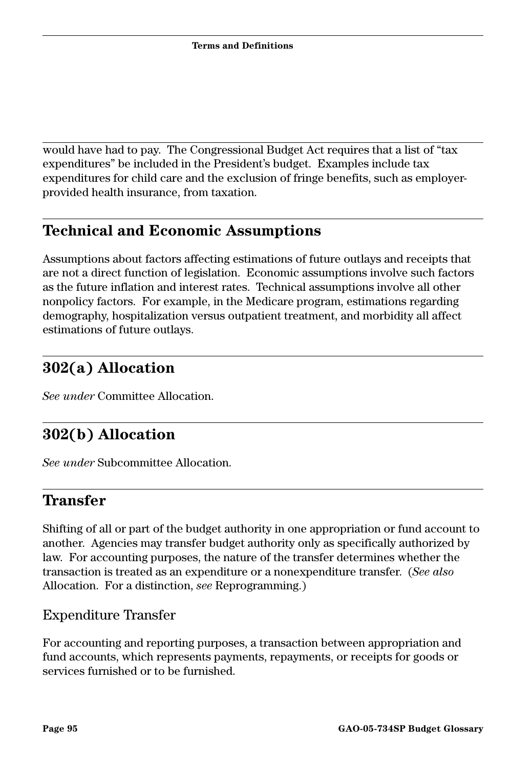would have had to pay. The Congressional Budget Act requires that a list of "tax expenditures" be included in the President's budget. Examples include tax expenditures for child care and the exclusion of fringe benefits, such as employer-provided health insurance, from taxation.

## Technical and Economic Assumptions

Assumptions about factors affecting estimations of future outlays and receipts that are not a direct function of legislation. Economic assumptions involve such factors as the future inflation and interest rates. Technical assumptions involve all other nonpolicy factors. For example, in the Medicare program, estimations regarding demography, hospitalization versus outpatient treatment, and morbidity all affect estimations of future outlays.

## 302(a) Allocation

*See under* Committee Allocation.

## 302(b) Allocation

*See under* Subcommittee Allocation.

## Transfer

Shifting of all or part of the budget authority in one appropriation or fund account to another. Agencies may transfer budget authority only as specifically authorized by law. For accounting purposes, the nature of the transfer determines whether the transaction is treated as an expenditure or a nonexpenditure transfer. (*See also* Allocation. For a distinction, *see* Reprogramming.)

### Expenditure Transfer

For accounting and reporting purposes, a transaction between appropriation and fund accounts, which represents payments, repayments, or receipts for goods or services furnished or to be furnished.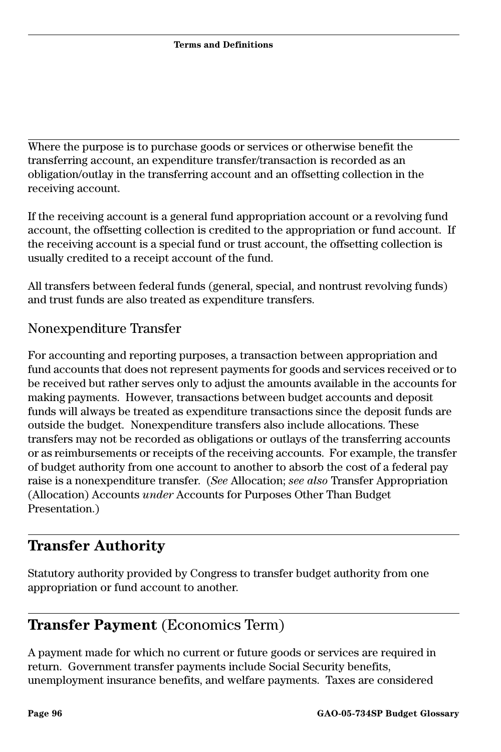Where the purpose is to purchase goods or services or otherwise benefit the transferring account, an expenditure transfer/transaction is recorded as an obligation/outlay in the transferring account and an offsetting collection in the receiving account.

If the receiving account is a general fund appropriation account or a revolving fund account, the offsetting collection is credited to the appropriation or fund account. If the receiving account is a special fund or trust account, the offsetting collection is usually credited to a receipt account of the fund.

All transfers between federal funds (general, special, and nontrust revolving funds) and trust funds are also treated as expenditure transfers.

### Nonexpenditure Transfer

For accounting and reporting purposes, a transaction between appropriation and fund accounts that does not represent payments for goods and services received or to be received but rather serves only to adjust the amounts available in the accounts for making payments. However, transactions between budget accounts and deposit funds will always be treated as expenditure transactions since the deposit funds are outside the budget. Nonexpenditure transfers also include allocations. These transfers may not be recorded as obligations or outlays of the transferring accounts or as reimbursements or receipts of the receiving accounts. For example, the transfer of budget authority from one account to another to absorb the cost of a federal pay raise is a nonexpenditure transfer. (*See* Allocation; *see also* Transfer Appropriation (Allocation) Accounts *under* Accounts for Purposes Other Than Budget Presentation.)

## Transfer Authority

Statutory authority provided by Congress to transfer budget authority from one appropriation or fund account to another.

## **Transfer Payment** (Economics Term)

A payment made for which no current or future goods or services are required in return. Government transfer payments include Social Security benefits, unemployment insurance benefits, and welfare payments. Taxes are considered